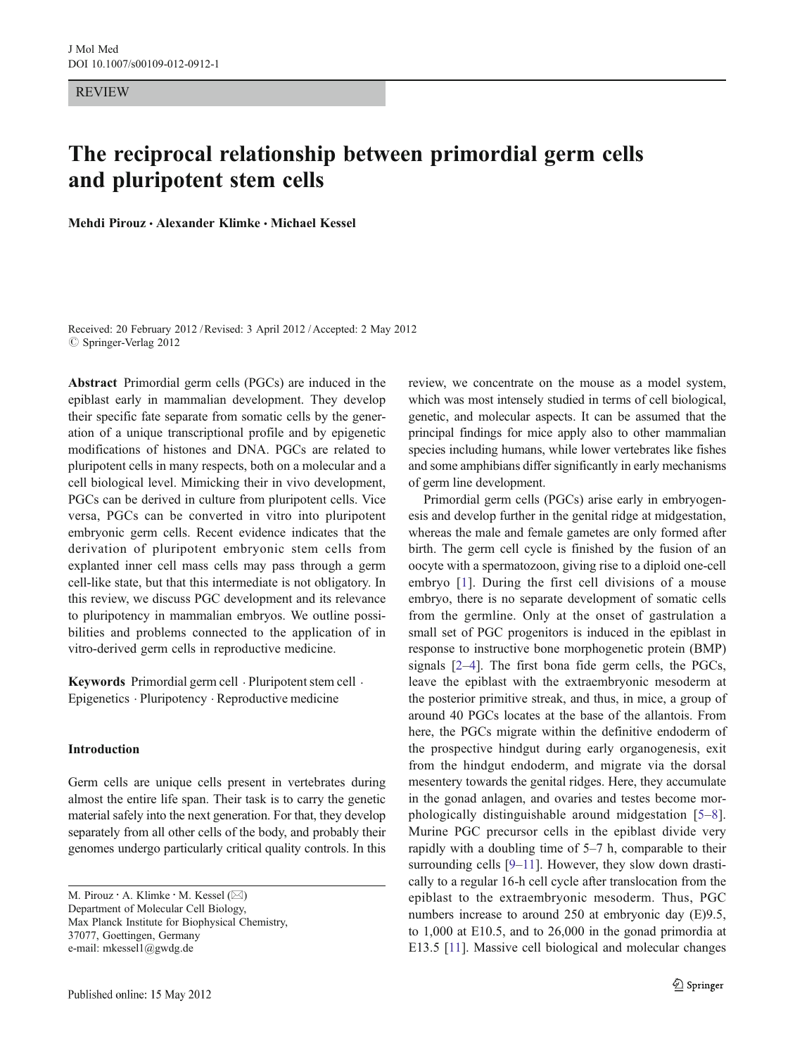REVIEW

# The reciprocal relationship between primordial germ cells and pluripotent stem cells

**Mehdi Pirouz · Alexander Klimke · Michael Kessel**

Received: 20 February 2012 / Revised: 3 April 2012 / Accepted: 2 May 2012
© Springer-Verlag 2012

**Abstract** Primordial germ cells (PGCs) are induced in the epiblast early in mammalian development. They develop their specific fate separate from somatic cells by the generation of a unique transcriptional profile and by epigenetic modifications of histones and DNA. PGCs are related to pluripotent cells in many respects, both on a molecular and a cell biological level. Mimicking their in vivo development, PGCs can be derived in culture from pluripotent cells. Vice versa, PGCs can be converted in vitro into pluripotent embryonic germ cells. Recent evidence indicates that the derivation of pluripotent embryonic stem cells from explanted inner cell mass cells may pass through a germ cell-like state, but that this intermediate is not obligatory. In this review, we discuss PGC development and its relevance to pluripotency in mammalian embryos. We outline possibilities and problems connected to the application of in vitro-derived germ cells in reproductive medicine.

**Keywords** Primordial germ cell · Pluripotent stem cell · Epigenetics · Pluripotency · Reproductive medicine

## Introduction

Germ cells are unique cells present in vertebrates during almost the entire life span. Their task is to carry the genetic material safely into the next generation. For that, they develop separately from all other cells of the body, and probably their genomes undergo particularly critical quality controls. In this review, we concentrate on the mouse as a model system, which was most intensely studied in terms of cell biological, genetic, and molecular aspects. It can be assumed that the principal findings for mice apply also to other mammalian species including humans, while lower vertebrates like fishes and some amphibians differ significantly in early mechanisms of germ line development.

Primordial germ cells (PGCs) arise early in embryogenesis and develop further in the genital ridge at midgestation, whereas the male and female gametes are only formed after birth. The germ cell cycle is finished by the fusion of an oocyte with a spermatozoon, giving rise to a diploid one-cell embryo [1]. During the first cell divisions of a mouse embryo, there is no separate development of somatic cells from the germline. Only at the onset of gastrulation a small set of PGC progenitors is induced in the epiblast in response to instructive bone morphogenetic protein (BMP) signals [2–4]. The first bona fide germ cells, the PGCs, leave the epiblast with the extraembryonic mesoderm at the posterior primitive streak, and thus, in mice, a group of around 40 PGCs locates at the base of the allantois. From here, the PGCs migrate within the definitive endoderm of the prospective hindgut during early organogenesis, exit from the hindgut endoderm, and migrate via the dorsal mesentery towards the genital ridges. Here, they accumulate in the gonad anlagen, and ovaries and testes become morphologically distinguishable around midgestation [5–8]. Murine PGC precursor cells in the epiblast divide very rapidly with a doubling time of 5–7 h, comparable to their surrounding cells [9–11]. However, they slow down drastically to a regular 16-h cell cycle after translocation from the epiblast to the extraembryonic mesoderm. Thus, PGC numbers increase to around 250 at embryonic day (E)9.5, to 1,000 at E10.5, and to 26,000 in the gonad primordia at E13.5 [11]. Massive cell biological and molecular changes

M. Pirouz · A. Klimke · M. Kessel (✉)
Department of Molecular Cell Biology,
Max Planck Institute for Biophysical Chemistry,
37077, Goettingen, Germany
e-mail: mkessel1@gwdg.de

Published online: 15 May 2012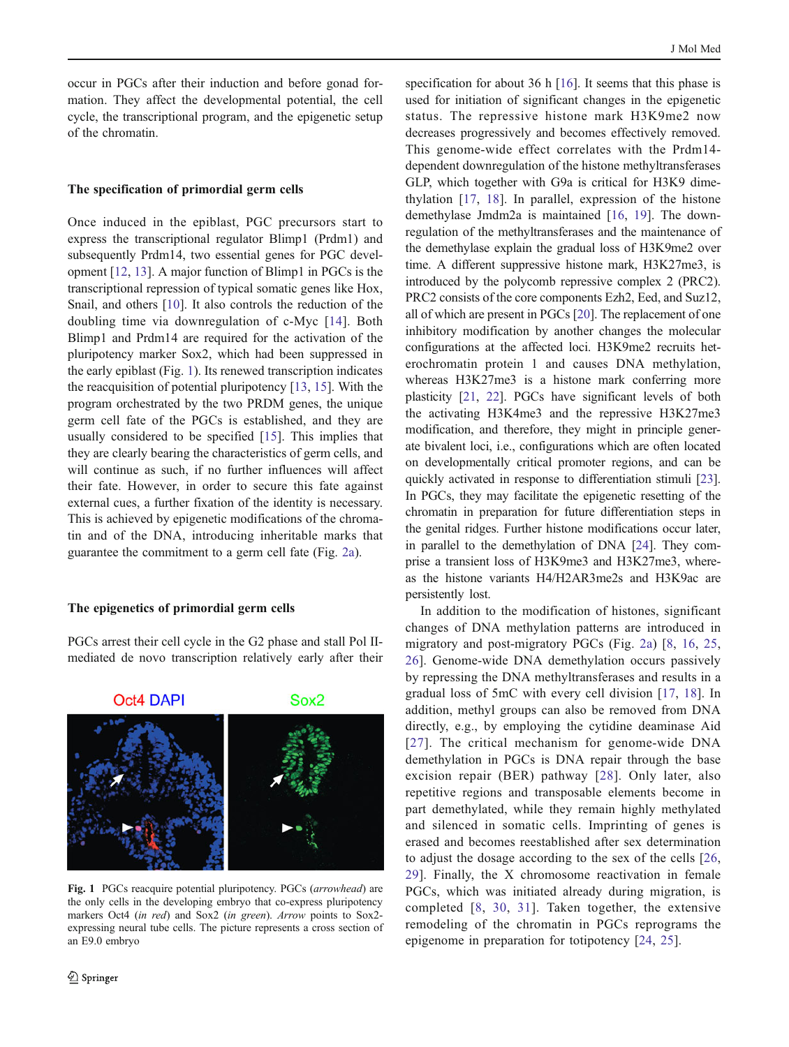occur in PGCs after their induction and before gonad formation. They affect the developmental potential, the cell cycle, the transcriptional program, and the epigenetic setup of the chromatin.

## The specification of primordial germ cells

Once induced in the epiblast, PGC precursors start to express the transcriptional regulator Blimp1 (Prdm1) and subsequently Prdm14, two essential genes for PGC development [12, 13]. A major function of Blimp1 in PGCs is the transcriptional repression of typical somatic genes like Hox, Snail, and others [10]. It also controls the reduction of the doubling time via downregulation of c-Myc [14]. Both Blimp1 and Prdm14 are required for the activation of the pluripotency marker Sox2, which had been suppressed in the early epiblast (Fig. 1). Its renewed transcription indicates the reacquisition of potential pluripotency [13, 15]. With the program orchestrated by the two PRDM genes, the unique germ cell fate of the PGCs is established, and they are usually considered to be specified [15]. This implies that they are clearly bearing the characteristics of germ cells, and will continue as such, if no further influences will affect their fate. However, in order to secure this fate against external cues, a further fixation of the identity is necessary. This is achieved by epigenetic modifications of the chromatin and of the DNA, introducing inheritable marks that guarantee the commitment to a germ cell fate (Fig. 2a).

## The epigenetics of primordial germ cells

PGCs arrest their cell cycle in the G2 phase and stall Pol II-mediated de novo transcription relatively early after their specification for about 36 h [16]. It seems that this phase is used for initiation of significant changes in the epigenetic status. The repressive histone mark H3K9me2 now decreases progressively and becomes effectively removed. This genome-wide effect correlates with the Prdm14-dependent downregulation of the histone methyltransferases GLP, which together with G9a is critical for H3K9 dimethylation [17, 18]. In parallel, expression of the histone demethylase Jmdm2a is maintained [16, 19]. The downregulation of the methyltransferases and the maintenance of the demethylase explain the gradual loss of H3K9me2 over time. A different suppressive histone mark, H3K27me3, is introduced by the polycomb repressive complex 2 (PRC2). PRC2 consists of the core components Ezh2, Eed, and Suz12, all of which are present in PGCs [20]. The replacement of one inhibitory modification by another changes the molecular configurations at the affected loci. H3K9me2 recruits heterochromatin protein 1 and causes DNA methylation, whereas H3K27me3 is a histone mark conferring more plasticity [21, 22]. PGCs have significant levels of both the activating H3K4me3 and the repressive H3K27me3 modification, and therefore, they might in principle generate bivalent loci, i.e., configurations which are often located on developmentally critical promoter regions, and can be quickly activated in response to differentiation stimuli [23]. In PGCs, they may facilitate the epigenetic resetting of the chromatin in preparation for future differentiation steps in the genital ridges. Further histone modifications occur later, in parallel to the demethylation of DNA [24]. They comprise a transient loss of H3K9me3 and H3K27me3, whereas the histone variants H4/H2AR3me2s and H3K9ac are persistently lost.

In addition to the modification of histones, significant changes of DNA methylation patterns are introduced in migratory and post-migratory PGCs (Fig. 2a) [8, 16, 25, 26]. Genome-wide DNA demethylation occurs passively by repressing the DNA methyltransferases and results in a gradual loss of 5mC with every cell division [17, 18]. In addition, methyl groups can also be removed from DNA directly, e.g., by employing the cytidine deaminase Aid [27]. The critical mechanism for genome-wide DNA demethylation in PGCs is DNA repair through the base excision repair (BER) pathway [28]. Only later, also repetitive regions and transposable elements become in part demethylated, while they remain highly methylated and silenced in somatic cells. Imprinting of genes is erased and becomes reestablished after sex determination to adjust the dosage according to the sex of the cells [26, 29]. Finally, the X chromosome reactivation in female PGCs, which was initiated already during migration, is completed [8, 30, 31]. Taken together, the extensive remodeling of the chromatin in PGCs reprograms the epigenome in preparation for totipotency [24, 25].

**Fig. 1** PGCs reacquire potential pluripotency. PGCs (*arrowhead*) are the only cells in the developing embryo that co-express pluripotency markers Oct4 (*in red*) and Sox2 (*in green*). *Arrow* points to Sox2-expressing neural tube cells. The picture represents a cross section of an E9.0 embryo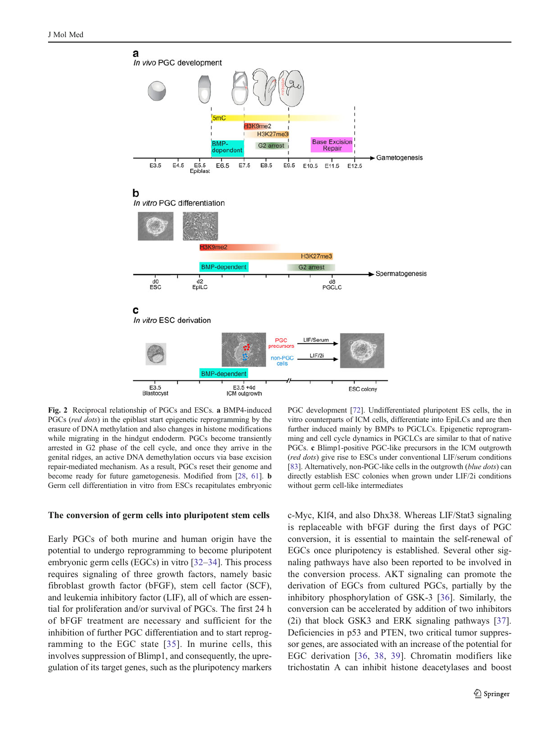**Fig. 2** Reciprocal relationship of PGCs and ESCs. **a** BMP4-induced PGCs (*red dots*) in the epiblast start epigenetic reprogramming by the erasure of DNA methylation and also changes in histone modifications while migrating in the hindgut endoderm. PGCs become transiently arrested in G2 phase of the cell cycle, and once they arrive in the genital ridges, an active DNA demethylation occurs via base excision repair-mediated mechanism. As a result, PGCs reset their genome and become ready for future gametogenesis. Modified from [28, 61]. **b** Germ cell differentiation in vitro from ESCs recapitulates embryonic PGC development [72]. Undifferentiated pluripotent ES cells, the in vitro counterparts of ICM cells, differentiate into EpiLCs and are then further induced mainly by BMPs to PGCLCs. Epigenetic reprogramming and cell cycle dynamics in PGCLCs are similar to that of native PGCs. **c** Blimp1-positive PGC-like precursors in the ICM outgrowth (*red dots*) give rise to ESCs under conventional LIF/serum conditions [83]. Alternatively, non-PGC-like cells in the outgrowth (*blue dots*) can directly establish ESC colonies when grown under LIF/2i conditions without germ cell-like intermediates

## The conversion of germ cells into pluripotent stem cells

Early PGCs of both murine and human origin have the potential to undergo reprogramming to become pluripotent embryonic germ cells (EGCs) in vitro [32–34]. This process requires signaling of three growth factors, namely basic fibroblast growth factor (bFGF), stem cell factor (SCF), and leukemia inhibitory factor (LIF), all of which are essential for proliferation and/or survival of PGCs. The first 24 h of bFGF treatment are necessary and sufficient for the inhibition of further PGC differentiation and to start reprogramming to the EGC state [35]. In murine cells, this involves suppression of Blimp1, and consequently, the upregulation of its target genes, such as the pluripotency markers c-Myc, Klf4, and also Dhx38. Whereas LIF/Stat3 signaling is replaceable with bFGF during the first days of PGC conversion, it is essential to maintain the self-renewal of EGCs once pluripotency is established. Several other signaling pathways have also been reported to be involved in the conversion process. AKT signaling can promote the derivation of EGCs from cultured PGCs, partially by the inhibitory phosphorylation of GSK-3 [36]. Similarly, the conversion can be accelerated by addition of two inhibitors (2i) that block GSK3 and ERK signaling pathways [37]. Deficiencies in p53 and PTEN, two critical tumor suppressor genes, are associated with an increase of the potential for EGC derivation [36, 38, 39]. Chromatin modifiers like trichostatin A can inhibit histone deacetylases and boost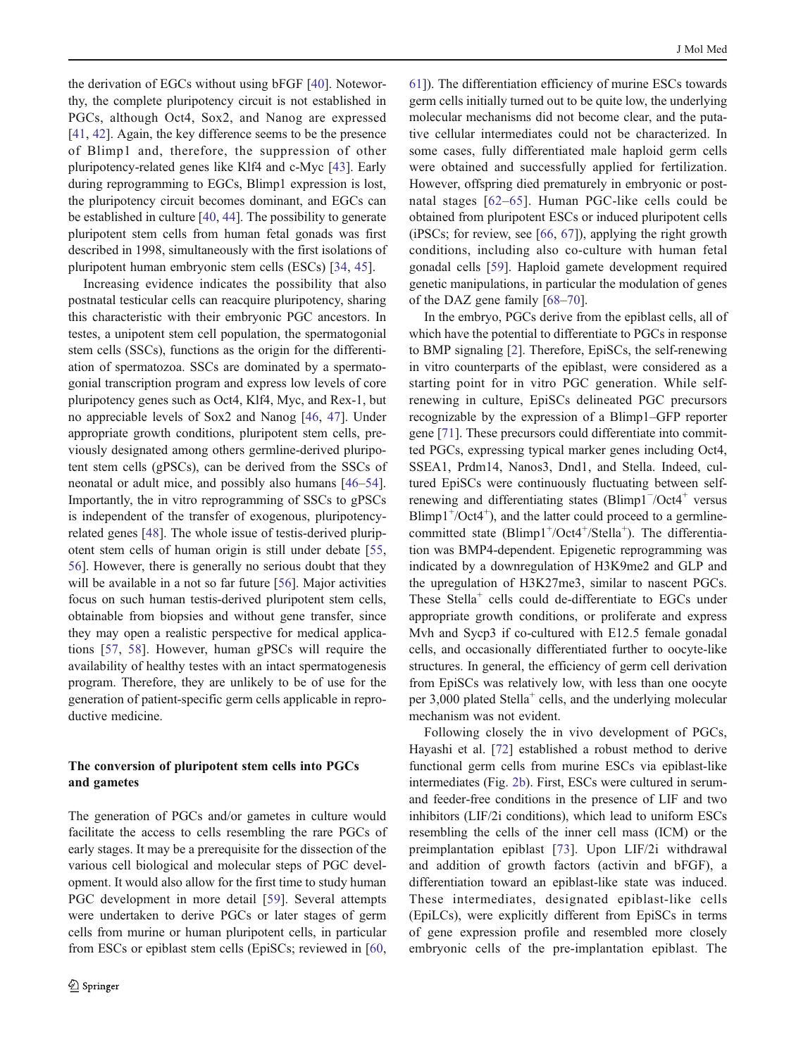the derivation of EGCs without using bFGF [40]. Noteworthy, the complete pluripotency circuit is not established in PGCs, although Oct4, Sox2, and Nanog are expressed [41, 42]. Again, the key difference seems to be the presence of Blimp1 and, therefore, the suppression of other pluripotency-related genes like Klf4 and c-Myc [43]. Early during reprogramming to EGCs, Blimp1 expression is lost, the pluripotency circuit becomes dominant, and EGCs can be established in culture [40, 44]. The possibility to generate pluripotent stem cells from human fetal gonads was first described in 1998, simultaneously with the first isolations of pluripotent human embryonic stem cells (ESCs) [34, 45].

Increasing evidence indicates the possibility that also postnatal testicular cells can reacquire pluripotency, sharing this characteristic with their embryonic PGC ancestors. In testes, a unipotent stem cell population, the spermatogonial stem cells (SSCs), functions as the origin for the differentiation of spermatozoa. SSCs are dominated by a spermatogonial transcription program and express low levels of core pluripotency genes such as Oct4, Klf4, Myc, and Rex-1, but no appreciable levels of Sox2 and Nanog [46, 47]. Under appropriate growth conditions, pluripotent stem cells, previously designated among others germline-derived pluripotent stem cells (gPSCs), can be derived from the SSCs of neonatal or adult mice, and possibly also humans [46–54]. Importantly, the in vitro reprogramming of SSCs to gPSCs is independent of the transfer of exogenous, pluripotency-related genes [48]. The whole issue of testis-derived pluripotent stem cells of human origin is still under debate [55, 56]. However, there is generally no serious doubt that they will be available in a not so far future [56]. Major activities focus on such human testis-derived pluripotent stem cells, obtainable from biopsies and without gene transfer, since they may open a realistic perspective for medical applications [57, 58]. However, human gPSCs will require the availability of healthy testes with an intact spermatogenesis program. Therefore, they are unlikely to be of use for the generation of patient-specific germ cells applicable in reproductive medicine.

## The conversion of pluripotent stem cells into PGCs and gametes

The generation of PGCs and/or gametes in culture would facilitate the access to cells resembling the rare PGCs of early stages. It may be a prerequisite for the dissection of the various cell biological and molecular steps of PGC development. It would also allow for the first time to study human PGC development in more detail [59]. Several attempts were undertaken to derive PGCs or later stages of germ cells from murine or human pluripotent cells, in particular from ESCs or epiblast stem cells (EpiSCs; reviewed in [60, 61]). The differentiation efficiency of murine ESCs towards germ cells initially turned out to be quite low, the underlying molecular mechanisms did not become clear, and the putative cellular intermediates could not be characterized. In some cases, fully differentiated male haploid germ cells were obtained and successfully applied for fertilization. However, offspring died prematurely in embryonic or postnatal stages [62–65]. Human PGC-like cells could be obtained from pluripotent ESCs or induced pluripotent cells (iPSCs; for review, see [66, 67]), applying the right growth conditions, including also co-culture with human fetal gonadal cells [59]. Haploid gamete development required genetic manipulations, in particular the modulation of genes of the DAZ gene family [68–70].

In the embryo, PGCs derive from the epiblast cells, all of which have the potential to differentiate to PGCs in response to BMP signaling [2]. Therefore, EpiSCs, the self-renewing in vitro counterparts of the epiblast, were considered as a starting point for in vitro PGC generation. While self-renewing in culture, EpiSCs delineated PGC precursors recognizable by the expression of a Blimp1–GFP reporter gene [71]. These precursors could differentiate into committed PGCs, expressing typical marker genes including Oct4, SSEA1, Prdm14, Nanos3, Dnd1, and Stella. Indeed, cultured EpiSCs were continuously fluctuating between self-renewing and differentiating states (Blimp1$^-$/Oct4$^+$ versus Blimp1$^+$/Oct4$^+$), and the latter could proceed to a germline-committed state (Blimp1$^+$/Oct4$^+$/Stella$^+$). The differentiation was BMP4-dependent. Epigenetic reprogramming was indicated by a downregulation of H3K9me2 and GLP and the upregulation of H3K27me3, similar to nascent PGCs. These Stella$^+$ cells could de-differentiate to EGCs under appropriate growth conditions, or proliferate and express Mvh and Sycp3 if co-cultured with E12.5 female gonadal cells, and occasionally differentiated further to oocyte-like structures. In general, the efficiency of germ cell derivation from EpiSCs was relatively low, with less than one oocyte per 3,000 plated Stella$^+$ cells, and the underlying molecular mechanism was not evident.

Following closely the in vivo development of PGCs, Hayashi et al. [72] established a robust method to derive functional germ cells from murine ESCs via epiblast-like intermediates (Fig. 2b). First, ESCs were cultured in serum- and feeder-free conditions in the presence of LIF and two inhibitors (LIF/2i conditions), which lead to uniform ESCs resembling the cells of the inner cell mass (ICM) or the preimplantation epiblast [73]. Upon LIF/2i withdrawal and addition of growth factors (activin and bFGF), a differentiation toward an epiblast-like state was induced. These intermediates, designated epiblast-like cells (EpiLCs), were explicitly different from EpiSCs in terms of gene expression profile and resembled more closely embryonic cells of the pre-implantation epiblast. The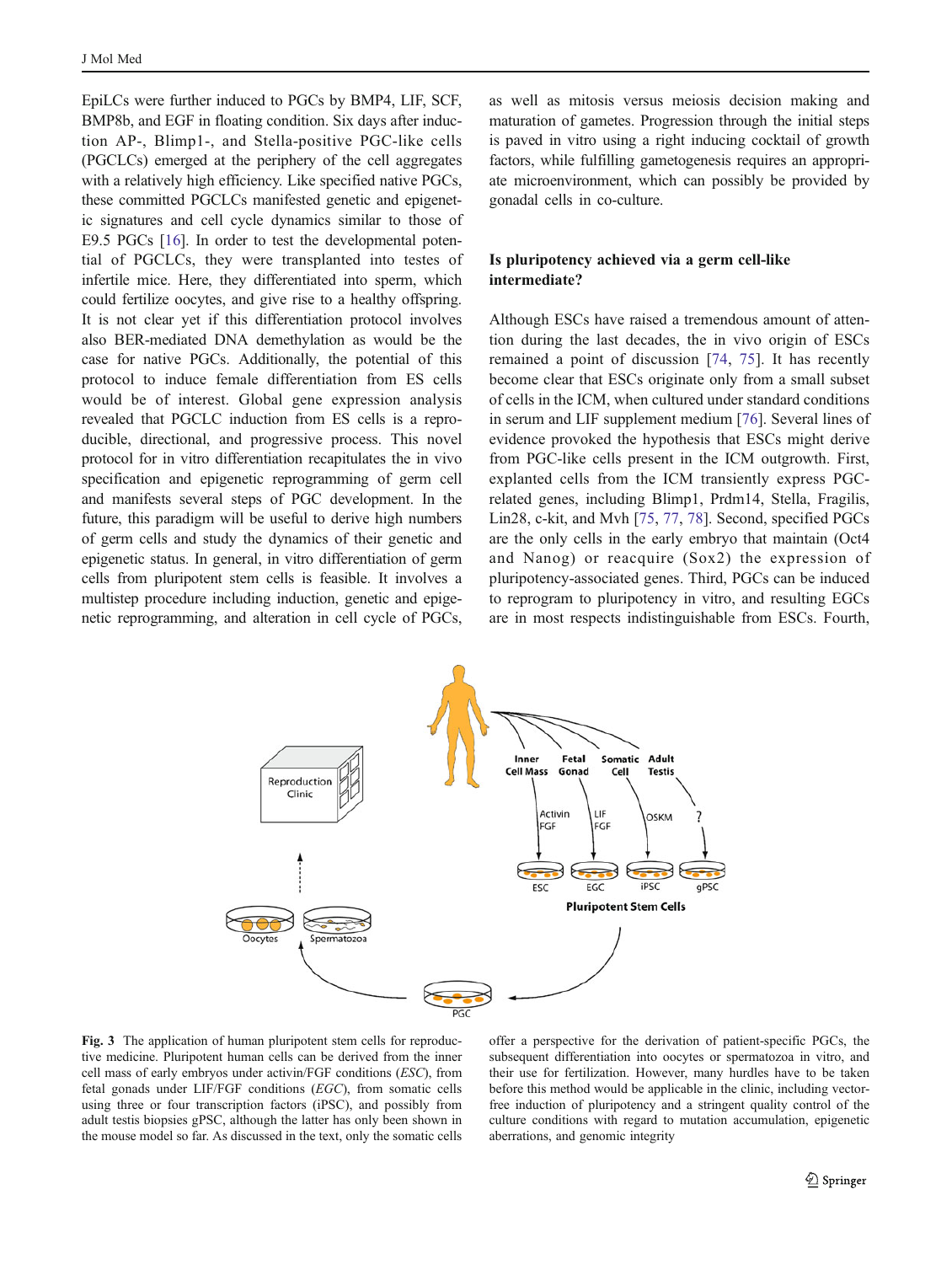EpiLCs were further induced to PGCs by BMP4, LIF, SCF, BMP8b, and EGF in floating condition. Six days after induction AP-, Blimp1-, and Stella-positive PGC-like cells (PGCLCs) emerged at the periphery of the cell aggregates with a relatively high efficiency. Like specified native PGCs, these committed PGCLCs manifested genetic and epigenetic signatures and cell cycle dynamics similar to those of E9.5 PGCs [16]. In order to test the developmental potential of PGCLCs, they were transplanted into testes of infertile mice. Here, they differentiated into sperm, which could fertilize oocytes, and give rise to a healthy offspring. It is not clear yet if this differentiation protocol involves also BER-mediated DNA demethylation as would be the case for native PGCs. Additionally, the potential of this protocol to induce female differentiation from ES cells would be of interest. Global gene expression analysis revealed that PGCLC induction from ES cells is a reproducible, directional, and progressive process. This novel protocol for in vitro differentiation recapitulates the in vivo specification and epigenetic reprogramming of germ cell and manifests several steps of PGC development. In the future, this paradigm will be useful to derive high numbers of germ cells and study the dynamics of their genetic and epigenetic status. In general, in vitro differentiation of germ cells from pluripotent stem cells is feasible. It involves a multistep procedure including induction, genetic and epigenetic reprogramming, and alteration in cell cycle of PGCs, as well as mitosis versus meiosis decision making and maturation of gametes. Progression through the initial steps is paved in vitro using a right inducing cocktail of growth factors, while fulfilling gametogenesis requires an appropriate microenvironment, which can possibly be provided by gonadal cells in co-culture.

## Is pluripotency achieved via a germ cell-like intermediate?

Although ESCs have raised a tremendous amount of attention during the last decades, the in vivo origin of ESCs remained a point of discussion [74, 75]. It has recently become clear that ESCs originate only from a small subset of cells in the ICM, when cultured under standard conditions in serum and LIF supplement medium [76]. Several lines of evidence provoked the hypothesis that ESCs might derive from PGC-like cells present in the ICM outgrowth. First, explanted cells from the ICM transiently express PGC-related genes, including Blimp1, Prdm14, Stella, Fragilis, Lin28, c-kit, and Mvh [75, 77, 78]. Second, specified PGCs are the only cells in the early embryo that maintain (Oct4 and Nanog) or reacquire (Sox2) the expression of pluripotency-associated genes. Third, PGCs can be induced to reprogram to pluripotency in vitro, and resulting EGCs are in most respects indistinguishable from ESCs. Fourth,

Reproduction Clinic

Inner Cell Mass
Fetal Gonad
Somatic Cell
Adult Testis

Activin FGF
LIF FGF
OSKM
?

ESC
EGC
iPSC
gPSC

Pluripotent Stem Cells

Oocytes
Spermatozoa
PGC

**Fig. 3** The application of human pluripotent stem cells for reproductive medicine. Pluripotent human cells can be derived from the inner cell mass of early embryos under activin/FGF conditions (*ESC*), from fetal gonads under LIF/FGF conditions (*EGC*), from somatic cells using three or four transcription factors (iPSC), and possibly from adult testis biopsies gPSC, although the latter has only been shown in the mouse model so far. As discussed in the text, only the somatic cells offer a perspective for the derivation of patient-specific PGCs, the subsequent differentiation into oocytes or spermatozoa in vitro, and their use for fertilization. However, many hurdles have to be taken before this method would be applicable in the clinic, including vector-free induction of pluripotency and a stringent quality control of the culture conditions with regard to mutation accumulation, epigenetic aberrations, and genomic integrity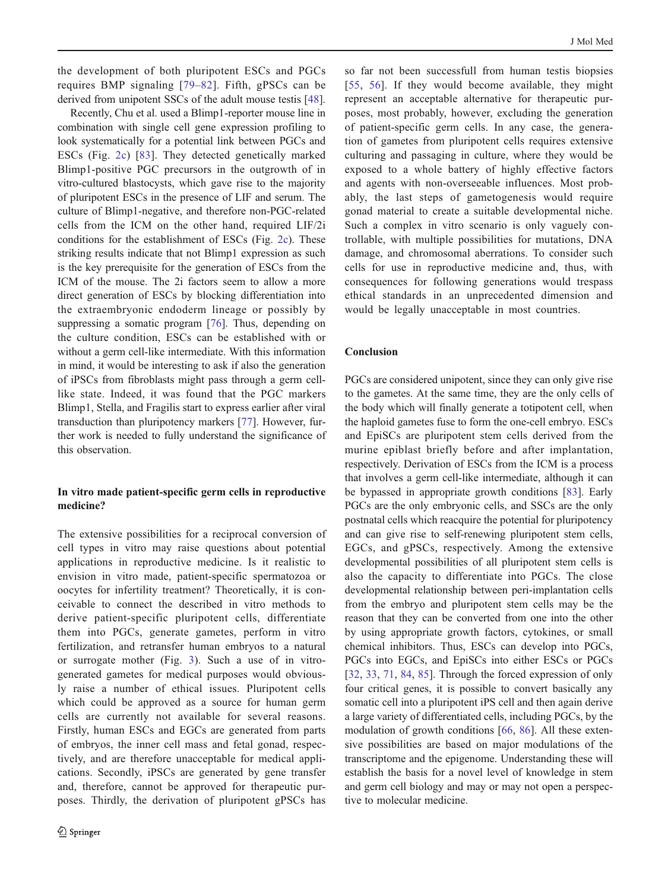the development of both pluripotent ESCs and PGCs requires BMP signaling [79–82]. Fifth, gPSCs can be derived from unipotent SSCs of the adult mouse testis [48].

Recently, Chu et al. used a Blimp1-reporter mouse line in combination with single cell gene expression profiling to look systematically for a potential link between PGCs and ESCs (Fig. 2c) [83]. They detected genetically marked Blimp1-positive PGC precursors in the outgrowth of in vitro-cultured blastocysts, which gave rise to the majority of pluripotent ESCs in the presence of LIF and serum. The culture of Blimp1-negative, and therefore non-PGC-related cells from the ICM on the other hand, required LIF/2i conditions for the establishment of ESCs (Fig. 2c). These striking results indicate that not Blimp1 expression as such is the key prerequisite for the generation of ESCs from the ICM of the mouse. The 2i factors seem to allow a more direct generation of ESCs by blocking differentiation into the extraembryonic endoderm lineage or possibly by suppressing a somatic program [76]. Thus, depending on the culture condition, ESCs can be established with or without a germ cell-like intermediate. With this information in mind, it would be interesting to ask if also the generation of iPSCs from fibroblasts might pass through a germ cell-like state. Indeed, it was found that the PGC markers Blimp1, Stella, and Fragilis start to express earlier after viral transduction than pluripotency markers [77]. However, further work is needed to fully understand the significance of this observation.

## In vitro made patient-specific germ cells in reproductive medicine?

The extensive possibilities for a reciprocal conversion of cell types in vitro may raise questions about potential applications in reproductive medicine. Is it realistic to envision in vitro made, patient-specific spermatozoa or oocytes for infertility treatment? Theoretically, it is conceivable to connect the described in vitro methods to derive patient-specific pluripotent cells, differentiate them into PGCs, generate gametes, perform in vitro fertilization, and retransfer human embryos to a natural or surrogate mother (Fig. 3). Such a use of in vitro-generated gametes for medical purposes would obviously raise a number of ethical issues. Pluripotent cells which could be approved as a source for human germ cells are currently not available for several reasons. Firstly, human ESCs and EGCs are generated from parts of embryos, the inner cell mass and fetal gonad, respectively, and are therefore unacceptable for medical applications. Secondly, iPSCs are generated by gene transfer and, therefore, cannot be approved for therapeutic purposes. Thirdly, the derivation of pluripotent gPSCs has so far not been successfull from human testis biopsies [55, 56]. If they would become available, they might represent an acceptable alternative for therapeutic purposes, most probably, however, excluding the generation of patient-specific germ cells. In any case, the generation of gametes from pluripotent cells requires extensive culturing and passaging in culture, where they would be exposed to a whole battery of highly effective factors and agents with non-overseeable influences. Most probably, the last steps of gametogenesis would require gonad material to create a suitable developmental niche. Such a complex in vitro scenario is only vaguely controllable, with multiple possibilities for mutations, DNA damage, and chromosomal aberrations. To consider such cells for use in reproductive medicine and, thus, with consequences for following generations would trespass ethical standards in an unprecedented dimension and would be legally unacceptable in most countries.

## Conclusion

PGCs are considered unipotent, since they can only give rise to the gametes. At the same time, they are the only cells of the body which will finally generate a totipotent cell, when the haploid gametes fuse to form the one-cell embryo. ESCs and EpiSCs are pluripotent stem cells derived from the murine epiblast briefly before and after implantation, respectively. Derivation of ESCs from the ICM is a process that involves a germ cell-like intermediate, although it can be bypassed in appropriate growth conditions [83]. Early PGCs are the only embryonic cells, and SSCs are the only postnatal cells which reacquire the potential for pluripotency and can give rise to self-renewing pluripotent stem cells, EGCs, and gPSCs, respectively. Among the extensive developmental possibilities of all pluripotent stem cells is also the capacity to differentiate into PGCs. The close developmental relationship between peri-implantation cells from the embryo and pluripotent stem cells may be the reason that they can be converted from one into the other by using appropriate growth factors, cytokines, or small chemical inhibitors. Thus, ESCs can develop into PGCs, PGCs into EGCs, and EpiSCs into either ESCs or PGCs [32, 33, 71, 84, 85]. Through the forced expression of only four critical genes, it is possible to convert basically any somatic cell into a pluripotent iPS cell and then again derive a large variety of differentiated cells, including PGCs, by the modulation of growth conditions [66, 86]. All these extensive possibilities are based on major modulations of the transcriptome and the epigenome. Understanding these will establish the basis for a novel level of knowledge in stem and germ cell biology and may or may not open a perspective to molecular medicine.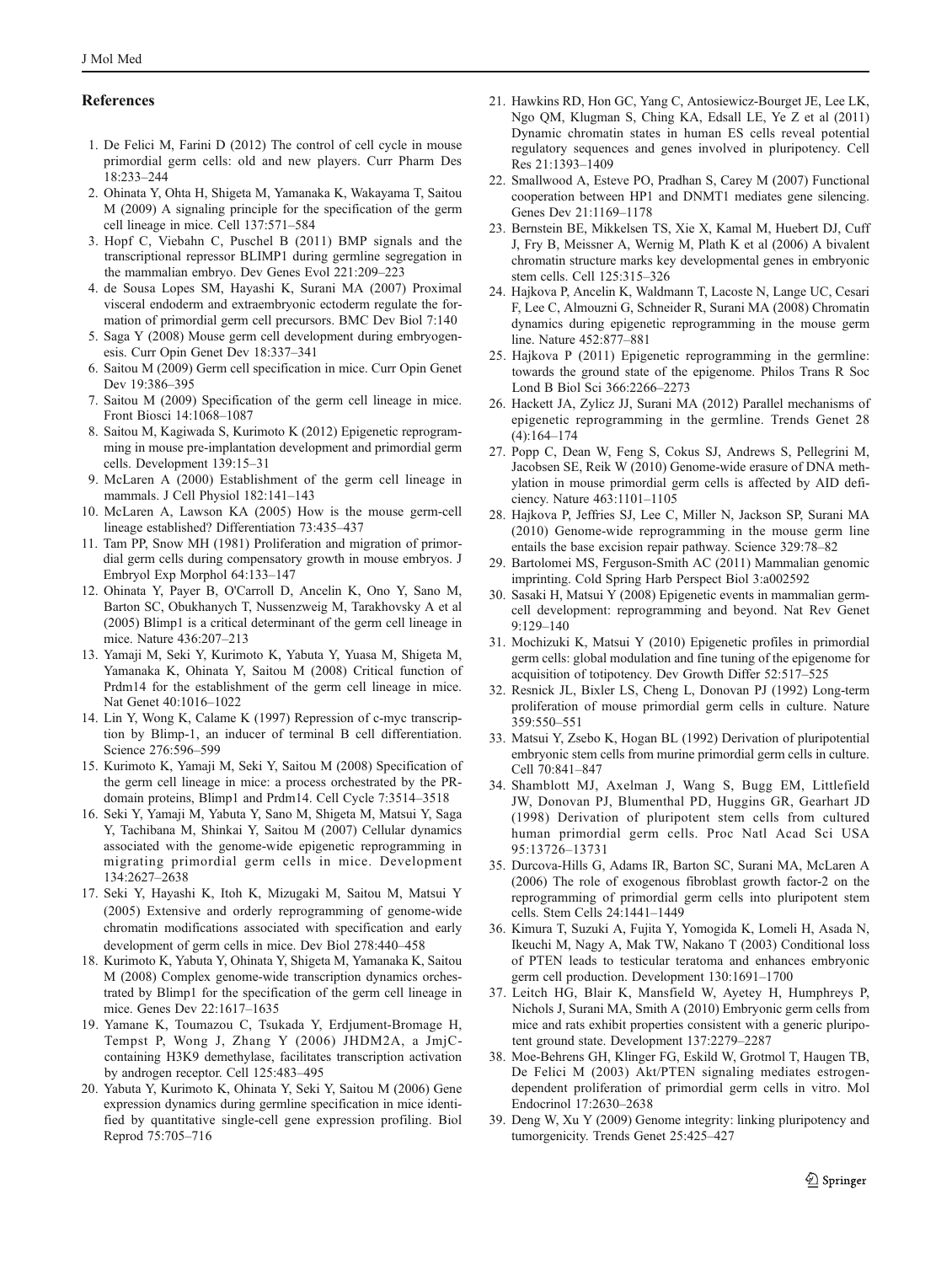## References

1. De Felici M, Farini D (2012) The control of cell cycle in mouse primordial germ cells: old and new players. Curr Pharm Des 18:233–244
2. Ohinata Y, Ohta H, Shigeta M, Yamanaka K, Wakayama T, Saitou M (2009) A signaling principle for the specification of the germ cell lineage in mice. Cell 137:571–584
3. Hopf C, Viebahn C, Puschel B (2011) BMP signals and the transcriptional repressor BLIMP1 during germline segregation in the mammalian embryo. Dev Genes Evol 221:209–223
4. de Sousa Lopes SM, Hayashi K, Surani MA (2007) Proximal visceral endoderm and extraembryonic ectoderm regulate the formation of primordial germ cell precursors. BMC Dev Biol 7:140
5. Saga Y (2008) Mouse germ cell development during embryogenesis. Curr Opin Genet Dev 18:337–341
6. Saitou M (2009) Germ cell specification in mice. Curr Opin Genet Dev 19:386–395
7. Saitou M (2009) Specification of the germ cell lineage in mice. Front Biosci 14:1068–1087
8. Saitou M, Kagiwada S, Kurimoto K (2012) Epigenetic reprogramming in mouse pre-implantation development and primordial germ cells. Development 139:15–31
9. McLaren A (2000) Establishment of the germ cell lineage in mammals. J Cell Physiol 182:141–143
10. McLaren A, Lawson KA (2005) How is the mouse germ-cell lineage established? Differentiation 73:435–437
11. Tam PP, Snow MH (1981) Proliferation and migration of primordial germ cells during compensatory growth in mouse embryos. J Embryol Exp Morphol 64:133–147
12. Ohinata Y, Payer B, O'Carroll D, Ancelin K, Ono Y, Sano M, Barton SC, Obukhanych T, Nussenzweig M, Tarakhovsky A et al (2005) Blimp1 is a critical determinant of the germ cell lineage in mice. Nature 436:207–213
13. Yamaji M, Seki Y, Kurimoto K, Yabuta Y, Yuasa M, Shigeta M, Yamanaka K, Ohinata Y, Saitou M (2008) Critical function of Prdm14 for the establishment of the germ cell lineage in mice. Nat Genet 40:1016–1022
14. Lin Y, Wong K, Calame K (1997) Repression of c-myc transcription by Blimp-1, an inducer of terminal B cell differentiation. Science 276:596–599
15. Kurimoto K, Yamaji M, Seki Y, Saitou M (2008) Specification of the germ cell lineage in mice: a process orchestrated by the PR-domain proteins, Blimp1 and Prdm14. Cell Cycle 7:3514–3518
16. Seki Y, Yamaji M, Yabuta Y, Sano M, Shigeta M, Matsui Y, Saga Y, Tachibana M, Shinkai Y, Saitou M (2007) Cellular dynamics associated with the genome-wide epigenetic reprogramming in migrating primordial germ cells in mice. Development 134:2627–2638
17. Seki Y, Hayashi K, Itoh K, Mizugaki M, Saitou M, Matsui Y (2005) Extensive and orderly reprogramming of genome-wide chromatin modifications associated with specification and early development of germ cells in mice. Dev Biol 278:440–458
18. Kurimoto K, Yabuta Y, Ohinata Y, Shigeta M, Yamanaka K, Saitou M (2008) Complex genome-wide transcription dynamics orchestrated by Blimp1 for the specification of the germ cell lineage in mice. Genes Dev 22:1617–1635
19. Yamane K, Toumazou C, Tsukada Y, Erdjument-Bromage H, Tempst P, Wong J, Zhang Y (2006) JHDM2A, a JmjC-containing H3K9 demethylase, facilitates transcription activation by androgen receptor. Cell 125:483–495
20. Yabuta Y, Kurimoto K, Ohinata Y, Seki Y, Saitou M (2006) Gene expression dynamics during germline specification in mice identified by quantitative single-cell gene expression profiling. Biol Reprod 75:705–716
21. Hawkins RD, Hon GC, Yang C, Antosiewicz-Bourget JE, Lee LK, Ngo QM, Klugman S, Ching KA, Edsall LE, Ye Z et al (2011) Dynamic chromatin states in human ES cells reveal potential regulatory sequences and genes involved in pluripotency. Cell Res 21:1393–1409
22. Smallwood A, Esteve PO, Pradhan S, Carey M (2007) Functional cooperation between HP1 and DNMT1 mediates gene silencing. Genes Dev 21:1169–1178
23. Bernstein BE, Mikkelsen TS, Xie X, Kamal M, Huebert DJ, Cuff J, Fry B, Meissner A, Wernig M, Plath K et al (2006) A bivalent chromatin structure marks key developmental genes in embryonic stem cells. Cell 125:315–326
24. Hajkova P, Ancelin K, Waldmann T, Lacoste N, Lange UC, Cesari F, Lee C, Almouzni G, Schneider R, Surani MA (2008) Chromatin dynamics during epigenetic reprogramming in the mouse germ line. Nature 452:877–881
25. Hajkova P (2011) Epigenetic reprogramming in the germline: towards the ground state of the epigenome. Philos Trans R Soc Lond B Biol Sci 366:2266–2273
26. Hackett JA, Zylicz JJ, Surani MA (2012) Parallel mechanisms of epigenetic reprogramming in the germline. Trends Genet 28 (4):164–174
27. Popp C, Dean W, Feng S, Cokus SJ, Andrews S, Pellegrini M, Jacobsen SE, Reik W (2010) Genome-wide erasure of DNA methylation in mouse primordial germ cells is affected by AID deficiency. Nature 463:1101–1105
28. Hajkova P, Jeffries SJ, Lee C, Miller N, Jackson SP, Surani MA (2010) Genome-wide reprogramming in the mouse germ line entails the base excision repair pathway. Science 329:78–82
29. Bartolomei MS, Ferguson-Smith AC (2011) Mammalian genomic imprinting. Cold Spring Harb Perspect Biol 3:a002592
30. Sasaki H, Matsui Y (2008) Epigenetic events in mammalian germ-cell development: reprogramming and beyond. Nat Rev Genet 9:129–140
31. Mochizuki K, Matsui Y (2010) Epigenetic profiles in primordial germ cells: global modulation and fine tuning of the epigenome for acquisition of totipotency. Dev Growth Differ 52:517–525
32. Resnick JL, Bixler LS, Cheng L, Donovan PJ (1992) Long-term proliferation of mouse primordial germ cells in culture. Nature 359:550–551
33. Matsui Y, Zsebo K, Hogan BL (1992) Derivation of pluripotential embryonic stem cells from murine primordial germ cells in culture. Cell 70:841–847
34. Shamblott MJ, Axelman J, Wang S, Bugg EM, Littlefield JW, Donovan PJ, Blumenthal PD, Huggins GR, Gearhart JD (1998) Derivation of pluripotent stem cells from cultured human primordial germ cells. Proc Natl Acad Sci USA 95:13726–13731
35. Durcova-Hills G, Adams IR, Barton SC, Surani MA, McLaren A (2006) The role of exogenous fibroblast growth factor-2 on the reprogramming of primordial germ cells into pluripotent stem cells. Stem Cells 24:1441–1449
36. Kimura T, Suzuki A, Fujita Y, Yomogida K, Lomeli H, Asada N, Ikeuchi M, Nagy A, Mak TW, Nakano T (2003) Conditional loss of PTEN leads to testicular teratoma and enhances embryonic germ cell production. Development 130:1691–1700
37. Leitch HG, Blair K, Mansfield W, Ayetey H, Humphreys P, Nichols J, Surani MA, Smith A (2010) Embryonic germ cells from mice and rats exhibit properties consistent with a generic pluripotent ground state. Development 137:2279–2287
38. Moe-Behrens GH, Klinger FG, Eskild W, Grotmol T, Haugen TB, De Felici M (2003) Akt/PTEN signaling mediates estrogen-dependent proliferation of primordial germ cells in vitro. Mol Endocrinol 17:2630–2638
39. Deng W, Xu Y (2009) Genome integrity: linking pluripotency and tumorgenicity. Trends Genet 25:425–427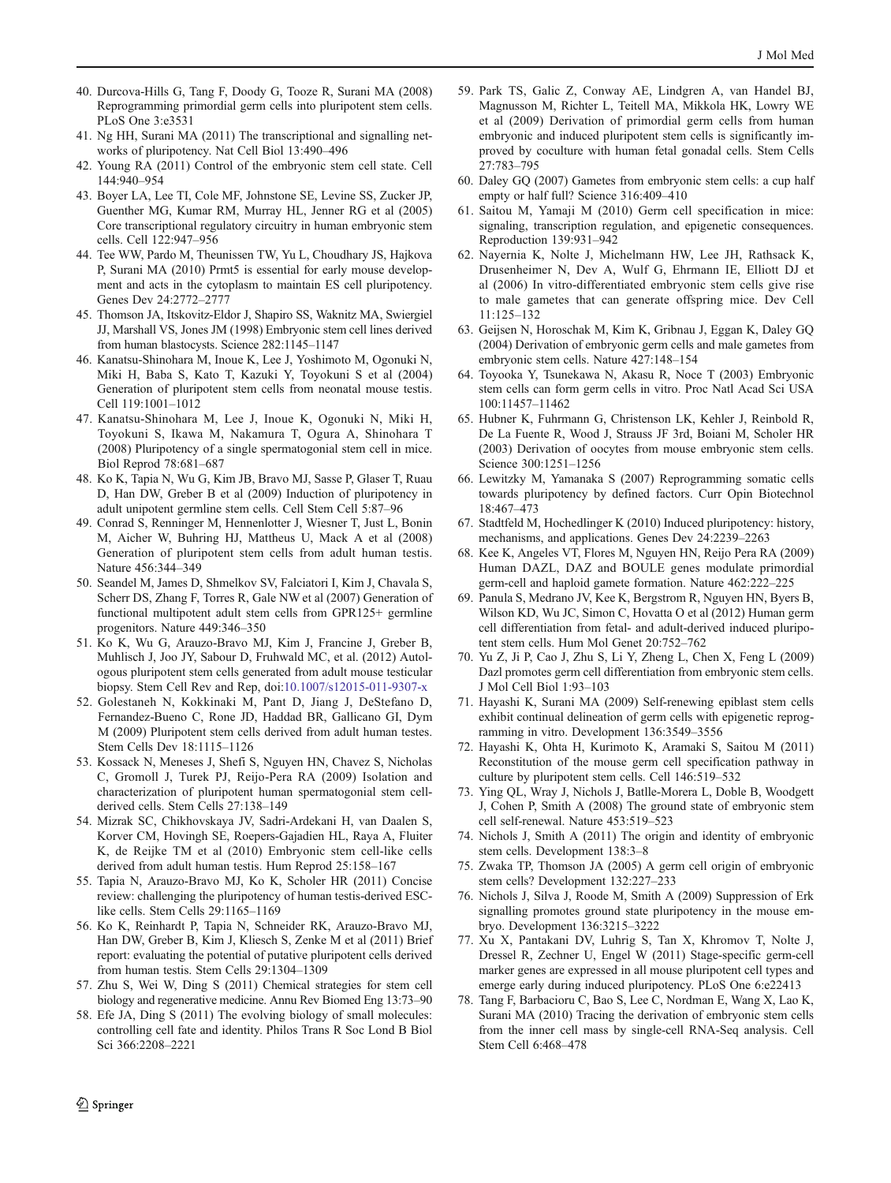40. Durcova-Hills G, Tang F, Doody G, Tooze R, Surani MA (2008) Reprogramming primordial germ cells into pluripotent stem cells. PLoS One 3:e3531
41. Ng HH, Surani MA (2011) The transcriptional and signalling networks of pluripotency. Nat Cell Biol 13:490–496
42. Young RA (2011) Control of the embryonic stem cell state. Cell 144:940–954
43. Boyer LA, Lee TI, Cole MF, Johnstone SE, Levine SS, Zucker JP, Guenther MG, Kumar RM, Murray HL, Jenner RG et al (2005) Core transcriptional regulatory circuitry in human embryonic stem cells. Cell 122:947–956
44. Tee WW, Pardo M, Theunissen TW, Yu L, Choudhary JS, Hajkova P, Surani MA (2010) Prmt5 is essential for early mouse development and acts in the cytoplasm to maintain ES cell pluripotency. Genes Dev 24:2772–2777
45. Thomson JA, Itskovitz-Eldor J, Shapiro SS, Waknitz MA, Swiergiel JJ, Marshall VS, Jones JM (1998) Embryonic stem cell lines derived from human blastocysts. Science 282:1145–1147
46. Kanatsu-Shinohara M, Inoue K, Lee J, Yoshimoto M, Ogonuki N, Miki H, Baba S, Kato T, Kazuki Y, Toyokuni S et al (2004) Generation of pluripotent stem cells from neonatal mouse testis. Cell 119:1001–1012
47. Kanatsu-Shinohara M, Lee J, Inoue K, Ogonuki N, Miki H, Toyokuni S, Ikawa M, Nakamura T, Ogura A, Shinohara T (2008) Pluripotency of a single spermatogonial stem cell in mice. Biol Reprod 78:681–687
48. Ko K, Tapia N, Wu G, Kim JB, Bravo MJ, Sasse P, Glaser T, Ruau D, Han DW, Greber B et al (2009) Induction of pluripotency in adult unipotent germline stem cells. Cell Stem Cell 5:87–96
49. Conrad S, Renninger M, Hennenlotter J, Wiesner T, Just L, Bonin M, Aicher W, Buhring HJ, Mattheus U, Mack A et al (2008) Generation of pluripotent stem cells from adult human testis. Nature 456:344–349
50. Seandel M, James D, Shmelkov SV, Falciatori I, Kim J, Chavala S, Scherr DS, Zhang F, Torres R, Gale NW et al (2007) Generation of functional multipotent adult stem cells from GPR125+ germline progenitors. Nature 449:346–350
51. Ko K, Wu G, Arauzo-Bravo MJ, Kim J, Francine J, Greber B, Muhlisch J, Joo JY, Sabour D, Fruhwald MC, et al. (2012) Autologous pluripotent stem cells generated from adult mouse testicular biopsy. Stem Cell Rev and Rep, doi:10.1007/s12015-011-9307-x
52. Golestaneh N, Kokkinaki M, Pant D, Jiang J, DeStefano D, Fernandez-Bueno C, Rone JD, Haddad BR, Gallicano GI, Dym M (2009) Pluripotent stem cells derived from adult human testes. Stem Cells Dev 18:1115–1126
53. Kossack N, Meneses J, Shefi S, Nguyen HN, Chavez S, Nicholas C, Gromoll J, Turek PJ, Reijo-Pera RA (2009) Isolation and characterization of pluripotent human spermatogonial stem cell-derived cells. Stem Cells 27:138–149
54. Mizrak SC, Chikhovskaya JV, Sadri-Ardekani H, van Daalen S, Korver CM, Hovingh SE, Roepers-Gajadien HL, Raya A, Fluiter K, de Reijke TM et al (2010) Embryonic stem cell-like cells derived from adult human testis. Hum Reprod 25:158–167
55. Tapia N, Arauzo-Bravo MJ, Ko K, Scholer HR (2011) Concise review: challenging the pluripotency of human testis-derived ESC-like cells. Stem Cells 29:1165–1169
56. Ko K, Reinhardt P, Tapia N, Schneider RK, Arauzo-Bravo MJ, Han DW, Greber B, Kim J, Kliesch S, Zenke M et al (2011) Brief report: evaluating the potential of putative pluripotent cells derived from human testis. Stem Cells 29:1304–1309
57. Zhu S, Wei W, Ding S (2011) Chemical strategies for stem cell biology and regenerative medicine. Annu Rev Biomed Eng 13:73–90
58. Efe JA, Ding S (2011) The evolving biology of small molecules: controlling cell fate and identity. Philos Trans R Soc Lond B Biol Sci 366:2208–2221
59. Park TS, Galic Z, Conway AE, Lindgren A, van Handel BJ, Magnusson M, Richter L, Teitell MA, Mikkola HK, Lowry WE et al (2009) Derivation of primordial germ cells from human embryonic and induced pluripotent stem cells is significantly improved by coculture with human fetal gonadal cells. Stem Cells 27:783–795
60. Daley GQ (2007) Gametes from embryonic stem cells: a cup half empty or half full? Science 316:409–410
61. Saitou M, Yamaji M (2010) Germ cell specification in mice: signaling, transcription regulation, and epigenetic consequences. Reproduction 139:931–942
62. Nayernia K, Nolte J, Michelmann HW, Lee JH, Rathsack K, Drusenheimer N, Dev A, Wulf G, Ehrmann IE, Elliott DJ et al (2006) In vitro-differentiated embryonic stem cells give rise to male gametes that can generate offspring mice. Dev Cell 11:125–132
63. Geijsen N, Horoschak M, Kim K, Gribnau J, Eggan K, Daley GQ (2004) Derivation of embryonic germ cells and male gametes from embryonic stem cells. Nature 427:148–154
64. Toyooka Y, Tsunekawa N, Akasu R, Noce T (2003) Embryonic stem cells can form germ cells in vitro. Proc Natl Acad Sci USA 100:11457–11462
65. Hubner K, Fuhrmann G, Christenson LK, Kehler J, Reinbold R, De La Fuente R, Wood J, Strauss JF 3rd, Boiani M, Scholer HR (2003) Derivation of oocytes from mouse embryonic stem cells. Science 300:1251–1256
66. Lewitzky M, Yamanaka S (2007) Reprogramming somatic cells towards pluripotency by defined factors. Curr Opin Biotechnol 18:467–473
67. Stadtfeld M, Hochedlinger K (2010) Induced pluripotency: history, mechanisms, and applications. Genes Dev 24:2239–2263
68. Kee K, Angeles VT, Flores M, Nguyen HN, Reijo Pera RA (2009) Human DAZL, DAZ and BOULE genes modulate primordial germ-cell and haploid gamete formation. Nature 462:222–225
69. Panula S, Medrano JV, Kee K, Bergstrom R, Nguyen HN, Byers B, Wilson KD, Wu JC, Simon C, Hovatta O et al (2012) Human germ cell differentiation from fetal- and adult-derived induced pluripotent stem cells. Hum Mol Genet 20:752–762
70. Yu Z, Ji P, Cao J, Zhu S, Li Y, Zheng L, Chen X, Feng L (2009) Dazl promotes germ cell differentiation from embryonic stem cells. J Mol Cell Biol 1:93–103
71. Hayashi K, Surani MA (2009) Self-renewing epiblast stem cells exhibit continual delineation of germ cells with epigenetic reprogramming in vitro. Development 136:3549–3556
72. Hayashi K, Ohta H, Kurimoto K, Aramaki S, Saitou M (2011) Reconstitution of the mouse germ cell specification pathway in culture by pluripotent stem cells. Cell 146:519–532
73. Ying QL, Wray J, Nichols J, Batlle-Morera L, Doble B, Woodgett J, Cohen P, Smith A (2008) The ground state of embryonic stem cell self-renewal. Nature 453:519–523
74. Nichols J, Smith A (2011) The origin and identity of embryonic stem cells. Development 138:3–8
75. Zwaka TP, Thomson JA (2005) A germ cell origin of embryonic stem cells? Development 132:227–233
76. Nichols J, Silva J, Roode M, Smith A (2009) Suppression of Erk signalling promotes ground state pluripotency in the mouse embryo. Development 136:3215–3222
77. Xu X, Pantakani DV, Luhrig S, Tan X, Khromov T, Nolte J, Dressel R, Zechner U, Engel W (2011) Stage-specific germ-cell marker genes are expressed in all mouse pluripotent cell types and emerge early during induced pluripotency. PLoS One 6:e22413
78. Tang F, Barbacioru C, Bao S, Lee C, Nordman E, Wang X, Lao K, Surani MA (2010) Tracing the derivation of embryonic stem cells from the inner cell mass by single-cell RNA-Seq analysis. Cell Stem Cell 6:468–478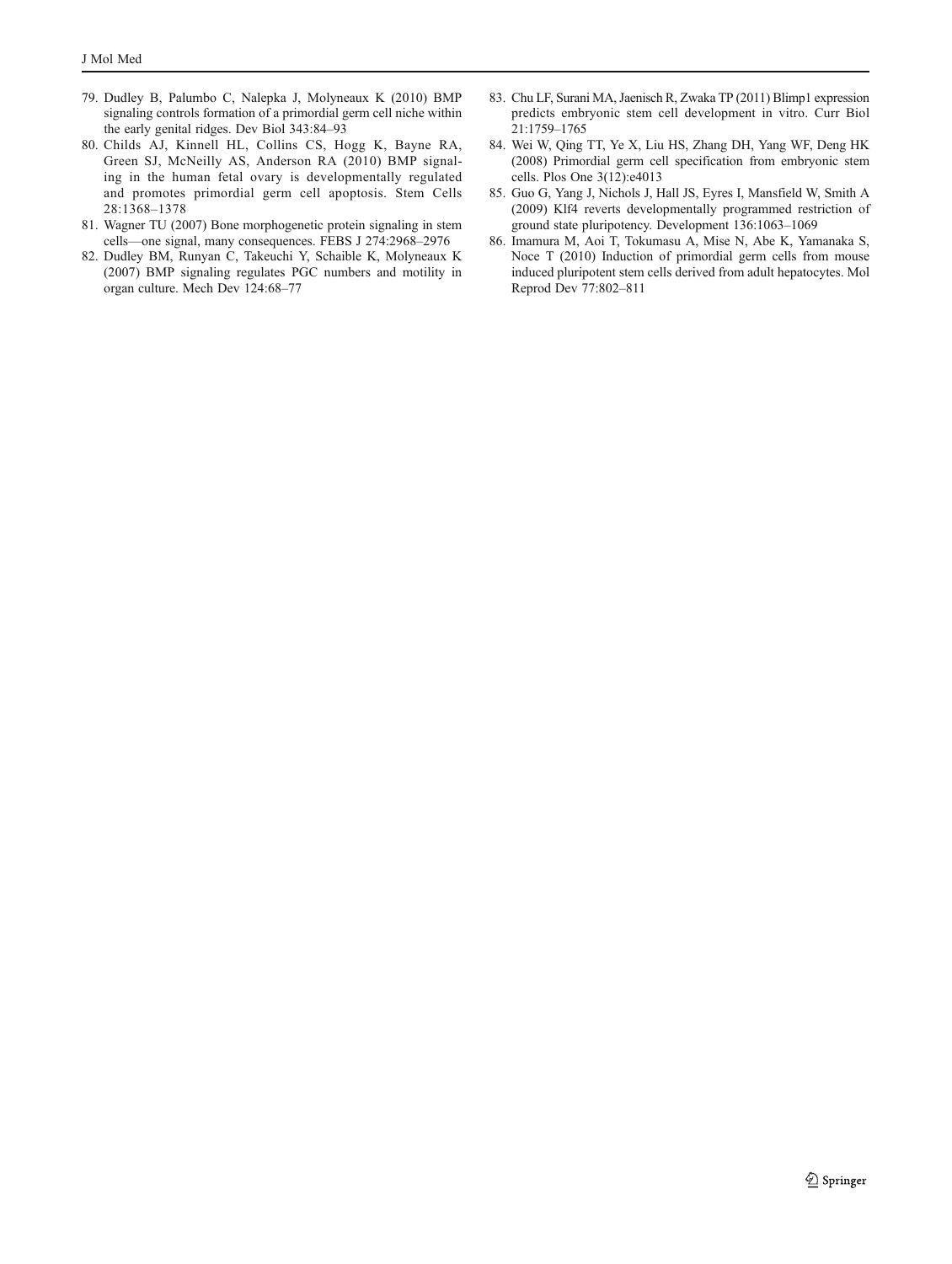79. Dudley B, Palumbo C, Nalepka J, Molyneaux K (2010) BMP signaling controls formation of a primordial germ cell niche within the early genital ridges. Dev Biol 343:84–93
80. Childs AJ, Kinnell HL, Collins CS, Hogg K, Bayne RA, Green SJ, McNeilly AS, Anderson RA (2010) BMP signaling in the human fetal ovary is developmentally regulated and promotes primordial germ cell apoptosis. Stem Cells 28:1368–1378
81. Wagner TU (2007) Bone morphogenetic protein signaling in stem cells—one signal, many consequences. FEBS J 274:2968–2976
82. Dudley BM, Runyan C, Takeuchi Y, Schaible K, Molyneaux K (2007) BMP signaling regulates PGC numbers and motility in organ culture. Mech Dev 124:68–77
83. Chu LF, Surani MA, Jaenisch R, Zwaka TP (2011) Blimp1 expression predicts embryonic stem cell development in vitro. Curr Biol 21:1759–1765
84. Wei W, Qing TT, Ye X, Liu HS, Zhang DH, Yang WF, Deng HK (2008) Primordial germ cell specification from embryonic stem cells. Plos One 3(12):e4013
85. Guo G, Yang J, Nichols J, Hall JS, Eyres I, Mansfield W, Smith A (2009) Klf4 reverts developmentally programmed restriction of ground state pluripotency. Development 136:1063–1069
86. Imamura M, Aoi T, Tokumasu A, Mise N, Abe K, Yamanaka S, Noce T (2010) Induction of primordial germ cells from mouse induced pluripotent stem cells derived from adult hepatocytes. Mol Reprod Dev 77:802–811